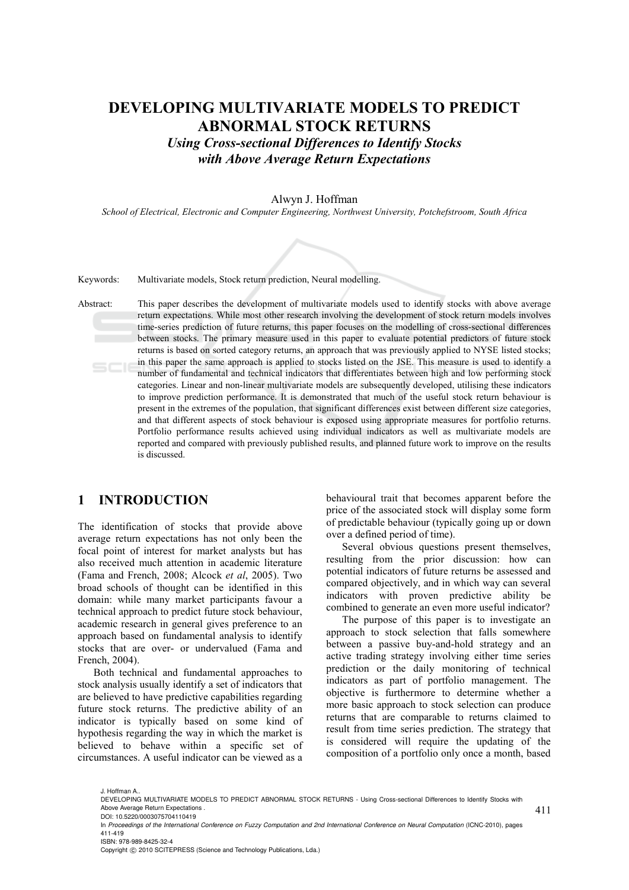# DEVELOPING MULTIVARIATE MODELS TO PREDICT ABNORMAL STOCK RETURNS

## *Using Cross-sectional Differences to Identify Stocks with Above Average Return Expectations*

Alwyn J. Hoffman

*School of Electrical, Electronic and Computer Engineering, Northwest University, Potchefstroom, South Africa*

Keywords: Multivariate models, Stock return prediction, Neural modelling.

Abstract: This paper describes the development of multivariate models used to identify stocks with above average return expectations. While most other research involving the development of stock return models involves time-series prediction of future returns, this paper focuses on the modelling of cross-sectional differences between stocks. The primary measure used in this paper to evaluate potential predictors of future stock returns is based on sorted category returns, an approach that was previously applied to NYSE listed stocks; in this paper the same approach is applied to stocks listed on the JSE. This measure is used to identify a number of fundamental and technical indicators that differentiates between high and low performing stock categories. Linear and non-linear multivariate models are subsequently developed, utilising these indicators to improve prediction performance. It is demonstrated that much of the useful stock return behaviour is present in the extremes of the population, that significant differences exist between different size categories, and that different aspects of stock behaviour is exposed using appropriate measures for portfolio returns. Portfolio performance results achieved using individual indicators as well as multivariate models are reported and compared with previously published results, and planned future work to improve on the results is discussed.

## 1 INTRODUCTION

The identification of stocks that provide above average return expectations has not only been the focal point of interest for market analysts but has also received much attention in academic literature (Fama and French, 2008; Alcock *et al*, 2005). Two broad schools of thought can be identified in this domain: while many market participants favour a technical approach to predict future stock behaviour, academic research in general gives preference to an approach based on fundamental analysis to identify stocks that are over- or undervalued (Fama and French, 2004).

Both technical and fundamental approaches to stock analysis usually identify a set of indicators that are believed to have predictive capabilities regarding future stock returns. The predictive ability of an indicator is typically based on some kind of hypothesis regarding the way in which the market is believed to behave within a specific set of circumstances. A useful indicator can be viewed as a behavioural trait that becomes apparent before the price of the associated stock will display some form of predictable behaviour (typically going up or down over a defined period of time).

Several obvious questions present themselves, resulting from the prior discussion: how can potential indicators of future returns be assessed and compared objectively, and in which way can several indicators with proven predictive ability be combined to generate an even more useful indicator?

The purpose of this paper is to investigate an approach to stock selection that falls somewhere between a passive buy-and-hold strategy and an active trading strategy involving either time series prediction or the daily monitoring of technical indicators as part of portfolio management. The objective is furthermore to determine whether a more basic approach to stock selection can produce returns that are comparable to returns claimed to result from time series prediction. The strategy that is considered will require the updating of the composition of a portfolio only once a month, based

J. Hoffman A..
DEVELOPING MULTIVARIATE MODELS TO PREDICT ABNORMAL STOCK RETURNS - Using Cross-sectional Differences to Identify Stocks with Above Average Return Expectations .
DOI: 10.5220/0003075704110419
In *Proceedings of the International Conference on Fuzzy Computation and 2nd International Conference on Neural Computation* (ICNC-2010), pages 411-419
ISBN: 978-989-8425-32-4
Copyright © 2010 SCITEPRESS (Science and Technology Publications, Lda.)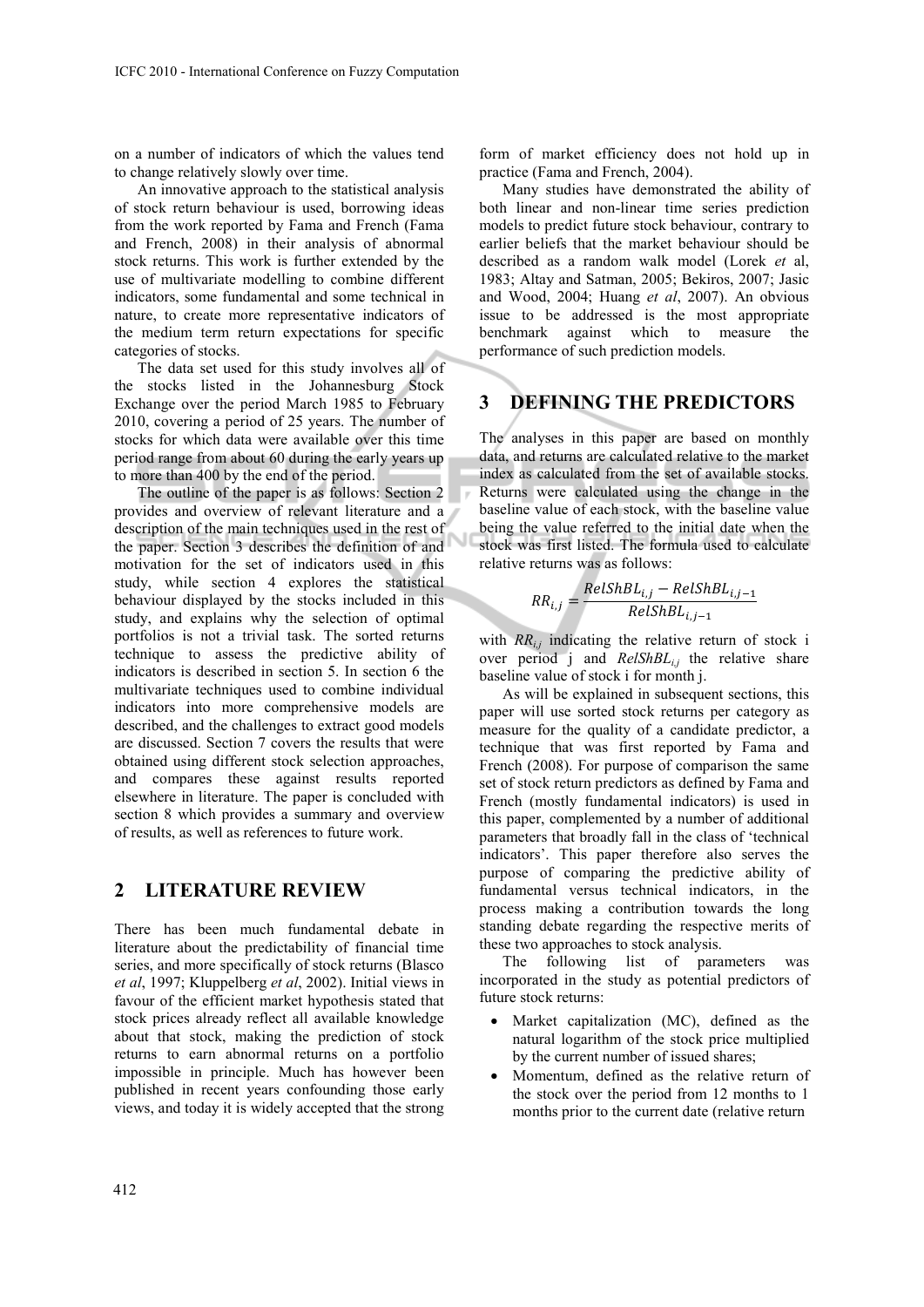on a number of indicators of which the values tend to change relatively slowly over time.

An innovative approach to the statistical analysis of stock return behaviour is used, borrowing ideas from the work reported by Fama and French (Fama and French, 2008) in their analysis of abnormal stock returns. This work is further extended by the use of multivariate modelling to combine different indicators, some fundamental and some technical in nature, to create more representative indicators of the medium term return expectations for specific categories of stocks.

The data set used for this study involves all of the stocks listed in the Johannesburg Stock Exchange over the period March 1985 to February 2010, covering a period of 25 years. The number of stocks for which data were available over this time period range from about 60 during the early years up to more than 400 by the end of the period.

The outline of the paper is as follows: Section 2 provides and overview of relevant literature and a description of the main techniques used in the rest of the paper. Section 3 describes the definition of and motivation for the set of indicators used in this study, while section 4 explores the statistical behaviour displayed by the stocks included in this study, and explains why the selection of optimal portfolios is not a trivial task. The sorted returns technique to assess the predictive ability of indicators is described in section 5. In section 6 the multivariate techniques used to combine individual indicators into more comprehensive models are described, and the challenges to extract good models are discussed. Section 7 covers the results that were obtained using different stock selection approaches, and compares these against results reported elsewhere in literature. The paper is concluded with section 8 which provides a summary and overview of results, as well as references to future work.

## 2 LITERATURE REVIEW

There has been much fundamental debate in literature about the predictability of financial time series, and more specifically of stock returns (Blasco *et al*, 1997; Kluppelberg *et al*, 2002). Initial views in favour of the efficient market hypothesis stated that stock prices already reflect all available knowledge about that stock, making the prediction of stock returns to earn abnormal returns on a portfolio impossible in principle. Much has however been published in recent years confounding those early views, and today it is widely accepted that the strong form of market efficiency does not hold up in practice (Fama and French, 2004).

Many studies have demonstrated the ability of both linear and non-linear time series prediction models to predict future stock behaviour, contrary to earlier beliefs that the market behaviour should be described as a random walk model (Lorek *et* al, 1983; Altay and Satman, 2005; Bekiros, 2007; Jasic and Wood, 2004; Huang *et al*, 2007). An obvious issue to be addressed is the most appropriate benchmark against which to measure the performance of such prediction models.

## 3 DEFINING THE PREDICTORS

The analyses in this paper are based on monthly data, and returns are calculated relative to the market index as calculated from the set of available stocks. Returns were calculated using the change in the baseline value of each stock, with the baseline value being the value referred to the initial date when the stock was first listed. The formula used to calculate relative returns was as follows:

$$RR_{i,j} = \frac{RelShBL_{i,j} - RelShBL_{i,j-1}}{RelShBL_{i,j-1}}$$

with $RR_{i,j}$ indicating the relative return of stock i over period j and $RelShBL_{i,j}$ the relative share baseline value of stock i for month j.

As will be explained in subsequent sections, this paper will use sorted stock returns per category as measure for the quality of a candidate predictor, a technique that was first reported by Fama and French (2008). For purpose of comparison the same set of stock return predictors as defined by Fama and French (mostly fundamental indicators) is used in this paper, complemented by a number of additional parameters that broadly fall in the class of 'technical indicators'. This paper therefore also serves the purpose of comparing the predictive ability of fundamental versus technical indicators, in the process making a contribution towards the long standing debate regarding the respective merits of these two approaches to stock analysis.

The following list of parameters was incorporated in the study as potential predictors of future stock returns:

- Market capitalization (MC), defined as the natural logarithm of the stock price multiplied by the current number of issued shares;
- Momentum, defined as the relative return of the stock over the period from 12 months to 1 months prior to the current date (relative return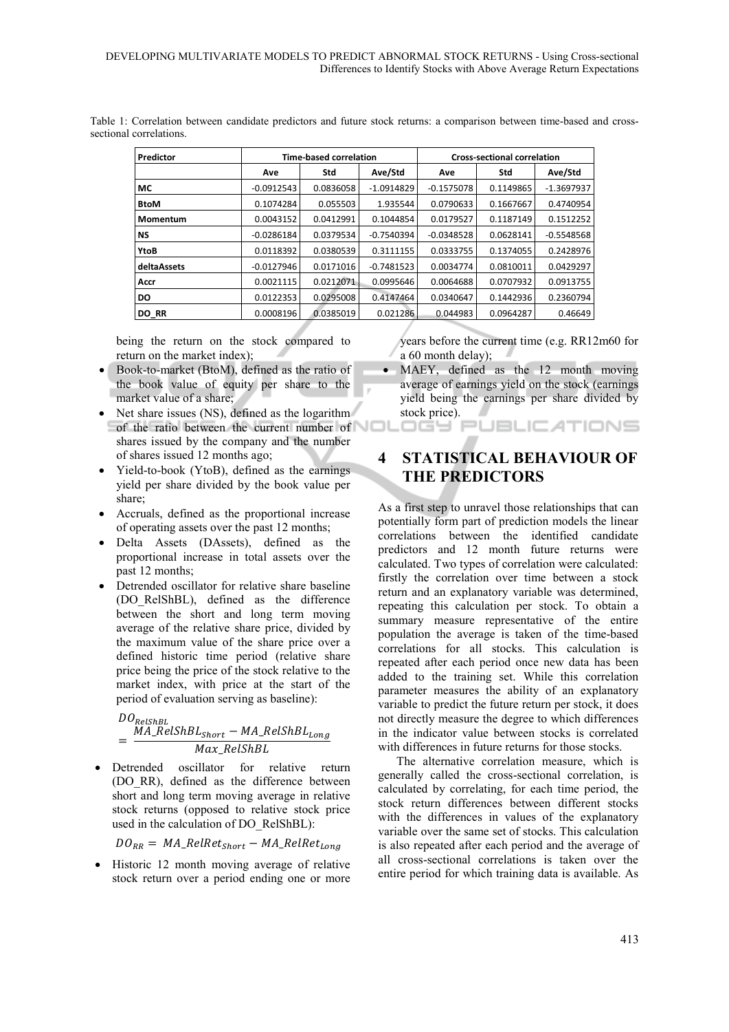Table 1: Correlation between candidate predictors and future stock returns: a comparison between time-based and cross-sectional correlations.

| Predictor | Time-based correlation | | | Cross-sectional correlation | | |
|---|---|---|---|---|---|---|
| | Ave | Std | Ave/Std | Ave | Std | Ave/Std |
| MC | -0.0912543 | 0.0836058 | -1.0914829 | -0.1575078 | 0.1149865 | -1.3697937 |
| BtoM | 0.1074284 | 0.055503 | 1.935544 | 0.0790633 | 0.1667667 | 0.4740954 |
| Momentum | 0.0043152 | 0.0412991 | 0.1044854 | 0.0179527 | 0.1187149 | 0.1512252 |
| NS | -0.0286184 | 0.0379534 | -0.7540394 | -0.0348528 | 0.0628141 | -0.5548568 |
| YtoB | 0.0118392 | 0.0380539 | 0.3111155 | 0.0333755 | 0.1374055 | 0.2428976 |
| deltaAssets | -0.0127946 | 0.0171016 | -0.7481523 | 0.0034774 | 0.0810011 | 0.0429297 |
| Accr | 0.0021115 | 0.0212071 | 0.0995646 | 0.0064688 | 0.0707932 | 0.0913755 |
| DO | 0.0122353 | 0.0295008 | 0.4147464 | 0.0340647 | 0.1442936 | 0.2360794 |
| DO_RR | 0.0008196 | 0.0385019 | 0.021286 | 0.044983 | 0.0964287 | 0.46649 |

being the return on the stock compared to return on the market index);

- Book-to-market (BtoM), defined as the ratio of the book value of equity per share to the market value of a share;
- Net share issues (NS), defined as the logarithm of the ratio between the current number of shares issued by the company and the number of shares issued 12 months ago;
- Yield-to-book (YtoB), defined as the earnings yield per share divided by the book value per share;
- Accruals, defined as the proportional increase of operating assets over the past 12 months;
- Delta Assets (DAssets), defined as the proportional increase in total assets over the past 12 months;
- Detrended oscillator for relative share baseline (DO_RelShBL), defined as the difference between the short and long term moving average of the relative share price, divided by the maximum value of the share price over a defined historic time period (relative share price being the price of the stock relative to the market index, with price at the start of the period of evaluation serving as baseline):

$$DO_{RelShBL} = \frac{MA\_RelShBL_{Short} - MA\_RelShBL_{Long}}{Max\_RelShBL}$$

- Detrended oscillator for relative return (DO_RR), defined as the difference between short and long term moving average in relative stock returns (opposed to relative stock price used in the calculation of DO_RelShBL):

$$DO_{RR} = MA\_RelRet_{Short} - MA\_RelRet_{Long}$$

- Historic 12 month moving average of relative stock return over a period ending one or more years before the current time (e.g. RR12m60 for a 60 month delay);
- MAEY, defined as the 12 month moving average of earnings yield on the stock (earnings yield being the earnings per share divided by stock price).

# 4 STATISTICAL BEHAVIOUR OF THE PREDICTORS

As a first step to unravel those relationships that can potentially form part of prediction models the linear correlations between the identified candidate predictors and 12 month future returns were calculated. Two types of correlation were calculated: firstly the correlation over time between a stock return and an explanatory variable was determined, repeating this calculation per stock. To obtain a summary measure representative of the entire population the average is taken of the time-based correlations for all stocks. This calculation is repeated after each period once new data has been added to the training set. While this correlation parameter measures the ability of an explanatory variable to predict the future return per stock, it does not directly measure the degree to which differences in the indicator value between stocks is correlated with differences in future returns for those stocks.

The alternative correlation measure, which is generally called the cross-sectional correlation, is calculated by correlating, for each time period, the stock return differences between different stocks with the differences in values of the explanatory variable over the same set of stocks. This calculation is also repeated after each period and the average of all cross-sectional correlations is taken over the entire period for which training data is available. As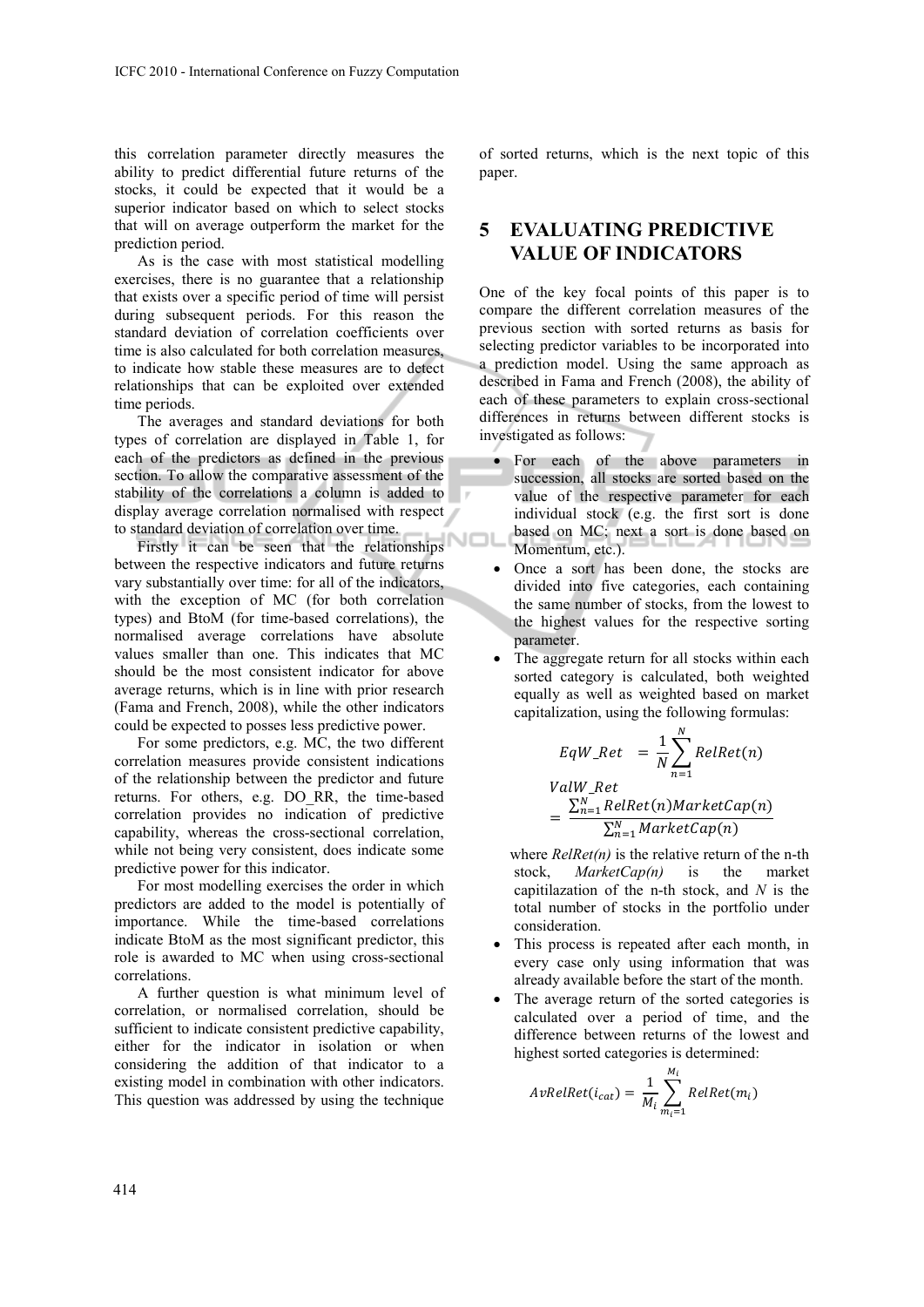this correlation parameter directly measures the ability to predict differential future returns of the stocks, it could be expected that it would be a superior indicator based on which to select stocks that will on average outperform the market for the prediction period.

As is the case with most statistical modelling exercises, there is no guarantee that a relationship that exists over a specific period of time will persist during subsequent periods. For this reason the standard deviation of correlation coefficients over time is also calculated for both correlation measures, to indicate how stable these measures are to detect relationships that can be exploited over extended time periods.

The averages and standard deviations for both types of correlation are displayed in Table 1, for each of the predictors as defined in the previous section. To allow the comparative assessment of the stability of the correlations a column is added to display average correlation normalised with respect to standard deviation of correlation over time.

Firstly it can be seen that the relationships between the respective indicators and future returns vary substantially over time: for all of the indicators, with the exception of MC (for both correlation types) and BtoM (for time-based correlations), the normalised average correlations have absolute values smaller than one. This indicates that MC should be the most consistent indicator for above average returns, which is in line with prior research (Fama and French, 2008), while the other indicators could be expected to posses less predictive power.

For some predictors, e.g. MC, the two different correlation measures provide consistent indications of the relationship between the predictor and future returns. For others, e.g. DO_RR, the time-based correlation provides no indication of predictive capability, whereas the cross-sectional correlation, while not being very consistent, does indicate some predictive power for this indicator.

For most modelling exercises the order in which predictors are added to the model is potentially of importance. While the time-based correlations indicate BtoM as the most significant predictor, this role is awarded to MC when using cross-sectional correlations.

A further question is what minimum level of correlation, or normalised correlation, should be sufficient to indicate consistent predictive capability, either for the indicator in isolation or when considering the addition of that indicator to a existing model in combination with other indicators. This question was addressed by using the technique of sorted returns, which is the next topic of this paper.

## 5 EVALUATING PREDICTIVE VALUE OF INDICATORS

One of the key focal points of this paper is to compare the different correlation measures of the previous section with sorted returns as basis for selecting predictor variables to be incorporated into a prediction model. Using the same approach as described in Fama and French (2008), the ability of each of these parameters to explain cross-sectional differences in returns between different stocks is investigated as follows:

- For each of the above parameters in succession, all stocks are sorted based on the value of the respective parameter for each individual stock (e.g. the first sort is done based on MC; next a sort is done based on Momentum, etc.).
- Once a sort has been done, the stocks are divided into five categories, each containing the same number of stocks, from the lowest to the highest values for the respective sorting parameter.
- The aggregate return for all stocks within each sorted category is calculated, both weighted equally as well as weighted based on market capitalization, using the following formulas:

$$EqW\_Ret = \frac{1}{N}\sum_{n=1}^{N} RelRet(n)$$

$$ValW\_Ret = \frac{\sum_{n=1}^{N} RelRet(n)MarketCap(n)}{\sum_{n=1}^{N} MarketCap(n)}$$

  where *RelRet(n)* is the relative return of the n-th stock, *MarketCap(n)* is the market capitilazation of the n-th stock, and *N* is the total number of stocks in the portfolio under consideration.
- This process is repeated after each month, in every case only using information that was already available before the start of the month.
- The average return of the sorted categories is calculated over a period of time, and the difference between returns of the lowest and highest sorted categories is determined:

$$AvRelRet(i_{cat}) = \frac{1}{M_i}\sum_{m_i=1}^{M_i} RelRet(m_i)$$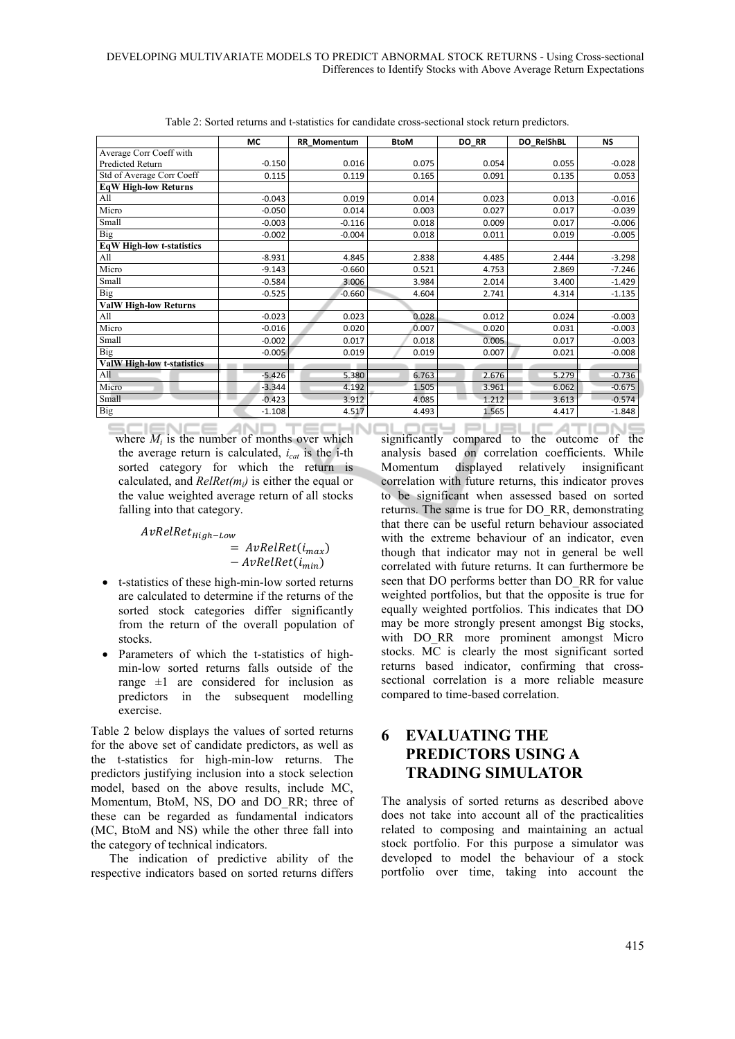Table 2: Sorted returns and t-statistics for candidate cross-sectional stock return predictors.

| | MC | RR_Momentum | BtoM | DO_RR | DO_RelShBL | NS |
|---|---|---|---|---|---|---|
| Average Corr Coeff with Predicted Return | -0.150 | 0.016 | 0.075 | 0.054 | 0.055 | -0.028 |
| Std of Average Corr Coeff | 0.115 | 0.119 | 0.165 | 0.091 | 0.135 | 0.053 |
| **EqW High-low Returns** | | | | | | |
| All | -0.043 | 0.019 | 0.014 | 0.023 | 0.013 | -0.016 |
| Micro | -0.050 | 0.014 | 0.003 | 0.027 | 0.017 | -0.039 |
| Small | -0.003 | -0.116 | 0.018 | 0.009 | 0.017 | -0.006 |
| Big | -0.002 | -0.004 | 0.018 | 0.011 | 0.019 | -0.005 |
| **EqW High-low t-statistics** | | | | | | |
| All | -8.931 | 4.845 | 2.838 | 4.485 | 2.444 | -3.298 |
| Micro | -9.143 | -0.660 | 0.521 | 4.753 | 2.869 | -7.246 |
| Small | -0.584 | 3.006 | 3.984 | 2.014 | 3.400 | -1.429 |
| Big | -0.525 | -0.660 | 4.604 | 2.741 | 4.314 | -1.135 |
| **ValW High-low Returns** | | | | | | |
| All | -0.023 | 0.023 | 0.028 | 0.012 | 0.024 | -0.003 |
| Micro | -0.016 | 0.020 | 0.007 | 0.020 | 0.031 | -0.003 |
| Small | -0.002 | 0.017 | 0.018 | 0.005 | 0.017 | -0.003 |
| Big | -0.005 | 0.019 | 0.019 | 0.007 | 0.021 | -0.008 |
| **ValW High-low t-statistics** | | | | | | |
| All | -5.426 | 5.380 | 6.763 | 2.676 | 5.279 | -0.736 |
| Micro | -3.344 | 4.192 | 1.505 | 3.961 | 6.062 | -0.675 |
| Small | -0.423 | 3.912 | 4.085 | 1.212 | 3.613 | -0.574 |
| Big | -1.108 | 4.517 | 4.493 | 1.565 | 4.417 | -1.848 |

where $M_i$ is the number of months over which the average return is calculated, $i_{cat}$ is the i-th sorted category for which the return is calculated, and $RelRet(m_i)$ is either the equal or the value weighted average return of all stocks falling into that category.

$$AvRelRet_{High-Low} = AvRelRet(i_{max}) - AvRelRet(i_{min})$$

- t-statistics of these high-min-low sorted returns are calculated to determine if the returns of the sorted stock categories differ significantly from the return of the overall population of stocks.
- Parameters of which the t-statistics of high-min-low sorted returns falls outside of the range ±1 are considered for inclusion as predictors in the subsequent modelling exercise.

Table 2 below displays the values of sorted returns for the above set of candidate predictors, as well as the t-statistics for high-min-low returns. The predictors justifying inclusion into a stock selection model, based on the above results, include MC, Momentum, BtoM, NS, DO and DO_RR; three of these can be regarded as fundamental indicators (MC, BtoM and NS) while the other three fall into the category of technical indicators.

The indication of predictive ability of the respective indicators based on sorted returns differs significantly compared to the outcome of the analysis based on correlation coefficients. While Momentum displayed relatively insignificant correlation with future returns, this indicator proves to be significant when assessed based on sorted returns. The same is true for DO_RR, demonstrating that there can be useful return behaviour associated with the extreme behaviour of an indicator, even though that indicator may not in general be well correlated with future returns. It can furthermore be seen that DO performs better than DO_RR for value weighted portfolios, but that the opposite is true for equally weighted portfolios. This indicates that DO may be more strongly present amongst Big stocks, with DO_RR more prominent amongst Micro stocks. MC is clearly the most significant sorted returns based indicator, confirming that cross-sectional correlation is a more reliable measure compared to time-based correlation.

## 6 EVALUATING THE PREDICTORS USING A TRADING SIMULATOR

The analysis of sorted returns as described above does not take into account all of the practicalities related to composing and maintaining an actual stock portfolio. For this purpose a simulator was developed to model the behaviour of a stock portfolio over time, taking into account the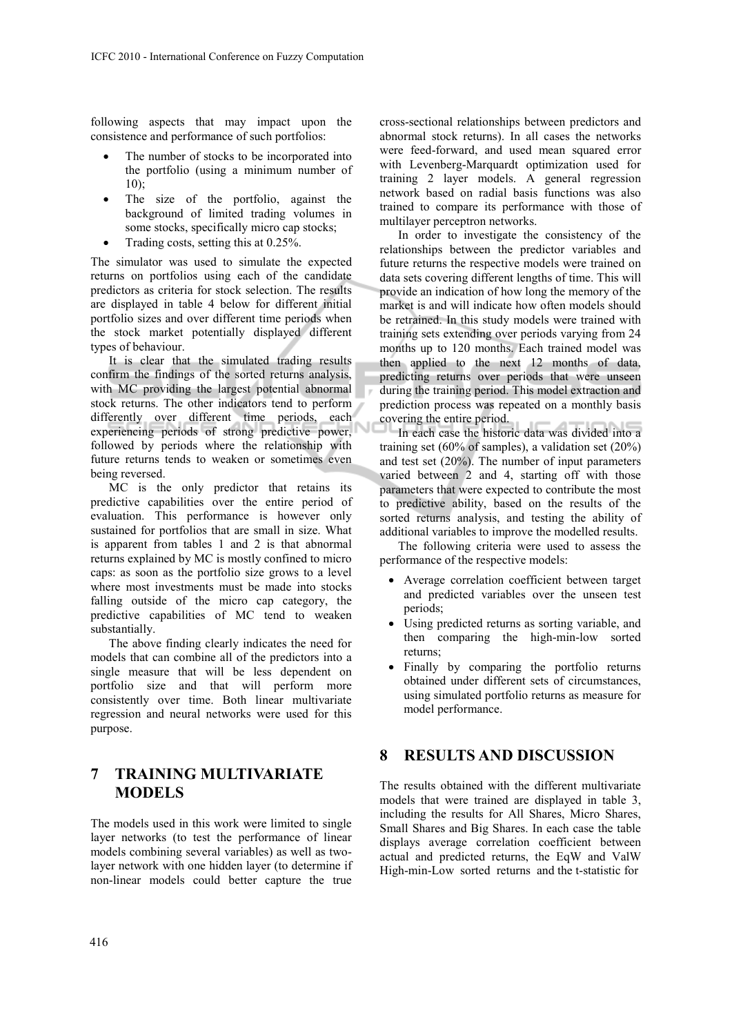following aspects that may impact upon the consistence and performance of such portfolios:

- The number of stocks to be incorporated into the portfolio (using a minimum number of 10);
- The size of the portfolio, against the background of limited trading volumes in some stocks, specifically micro cap stocks;
- Trading costs, setting this at 0.25%.

The simulator was used to simulate the expected returns on portfolios using each of the candidate predictors as criteria for stock selection. The results are displayed in table 4 below for different initial portfolio sizes and over different time periods when the stock market potentially displayed different types of behaviour.

It is clear that the simulated trading results confirm the findings of the sorted returns analysis, with MC providing the largest potential abnormal stock returns. The other indicators tend to perform differently over different time periods, each experiencing periods of strong predictive power, followed by periods where the relationship with future returns tends to weaken or sometimes even being reversed.

MC is the only predictor that retains its predictive capabilities over the entire period of evaluation. This performance is however only sustained for portfolios that are small in size. What is apparent from tables 1 and 2 is that abnormal returns explained by MC is mostly confined to micro caps: as soon as the portfolio size grows to a level where most investments must be made into stocks falling outside of the micro cap category, the predictive capabilities of MC tend to weaken substantially.

The above finding clearly indicates the need for models that can combine all of the predictors into a single measure that will be less dependent on portfolio size and that will perform more consistently over time. Both linear multivariate regression and neural networks were used for this purpose.

## 7 TRAINING MULTIVARIATE MODELS

The models used in this work were limited to single layer networks (to test the performance of linear models combining several variables) as well as two-layer network with one hidden layer (to determine if non-linear models could better capture the true cross-sectional relationships between predictors and abnormal stock returns). In all cases the networks were feed-forward, and used mean squared error with Levenberg-Marquardt optimization used for training 2 layer models. A general regression network based on radial basis functions was also trained to compare its performance with those of multilayer perceptron networks.

In order to investigate the consistency of the relationships between the predictor variables and future returns the respective models were trained on data sets covering different lengths of time. This will provide an indication of how long the memory of the market is and will indicate how often models should be retrained. In this study models were trained with training sets extending over periods varying from 24 months up to 120 months. Each trained model was then applied to the next 12 months of data, predicting returns over periods that were unseen during the training period. This model extraction and prediction process was repeated on a monthly basis covering the entire period.

In each case the historic data was divided into a training set (60% of samples), a validation set (20%) and test set (20%). The number of input parameters varied between 2 and 4, starting off with those parameters that were expected to contribute the most to predictive ability, based on the results of the sorted returns analysis, and testing the ability of additional variables to improve the modelled results.

The following criteria were used to assess the performance of the respective models:

- Average correlation coefficient between target and predicted variables over the unseen test periods;
- Using predicted returns as sorting variable, and then comparing the high-min-low sorted returns;
- Finally by comparing the portfolio returns obtained under different sets of circumstances, using simulated portfolio returns as measure for model performance.

## 8 RESULTS AND DISCUSSION

The results obtained with the different multivariate models that were trained are displayed in table 3, including the results for All Shares, Micro Shares, Small Shares and Big Shares. In each case the table displays average correlation coefficient between actual and predicted returns, the EqW and ValW High-min-Low sorted returns and the t-statistic for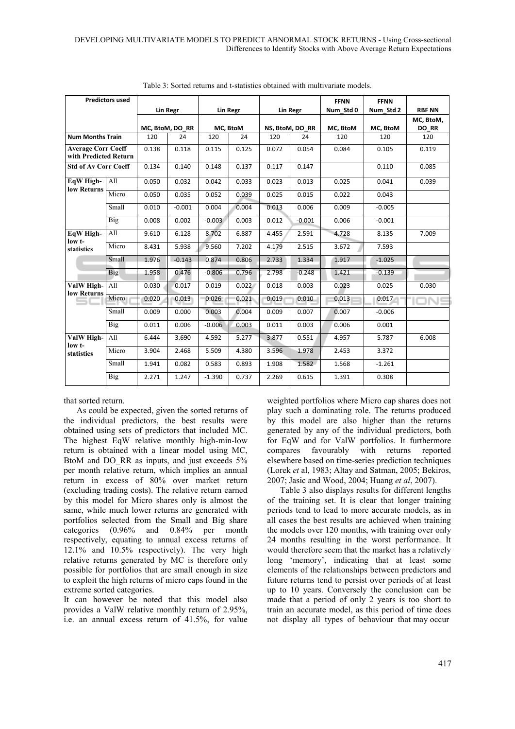Table 3: Sorted returns and t-statistics obtained with multivariate models.

| Predictors used | | Lin Regr | | Lin Regr | | Lin Regr | | FFNN Num_Std 0 | FFNN Num_Std 2 | RBF NN |
|---|---|---|---|---|---|---|---|---|---|---|
| | | MC, BtoM, DO_RR | | MC, BtoM | | NS, BtoM, DO_RR | | MC, BtoM | MC, BtoM | MC, BtoM, DO_RR |
| Num Months Train | | 120 | 24 | 120 | 24 | 120 | 24 | 120 | 120 | 120 |
| Average Corr Coeff with Predicted Return | | 0.138 | 0.118 | 0.115 | 0.125 | 0.072 | 0.054 | 0.084 | 0.105 | 0.119 |
| Std of Av Corr Coeff | | 0.134 | 0.140 | 0.148 | 0.137 | 0.117 | 0.147 | | 0.110 | 0.085 |
| EqW High-low Returns | All | 0.050 | 0.032 | 0.042 | 0.033 | 0.023 | 0.013 | 0.025 | 0.041 | 0.039 |
| | Micro | 0.050 | 0.035 | 0.052 | 0.039 | 0.025 | 0.015 | 0.022 | 0.043 | |
| | Small | 0.010 | -0.001 | 0.004 | 0.004 | 0.013 | 0.006 | 0.009 | -0.005 | |
| | Big | 0.008 | 0.002 | -0.003 | 0.003 | 0.012 | -0.001 | 0.006 | -0.001 | |
| EqW High-low t-statistics | All | 9.610 | 6.128 | 8.702 | 6.887 | 4.455 | 2.591 | 4.728 | 8.135 | 7.009 |
| | Micro | 8.431 | 5.938 | 9.560 | 7.202 | 4.179 | 2.515 | 3.672 | 7.593 | |
| | Small | 1.976 | -0.143 | 0.874 | 0.806 | 2.733 | 1.334 | 1.917 | -1.025 | |
| | Big | 1.958 | 0.476 | -0.806 | 0.796 | 2.798 | -0.248 | 1.421 | -0.139 | |
| ValW High-low Returns | All | 0.030 | 0.017 | 0.019 | 0.022 | 0.018 | 0.003 | 0.023 | 0.025 | 0.030 |
| | Micro | 0.020 | 0.013 | 0.026 | 0.021 | 0.019 | 0.010 | 0.013 | 0.017 | |
| | Small | 0.009 | 0.000 | 0.003 | 0.004 | 0.009 | 0.007 | 0.007 | -0.006 | |
| | Big | 0.011 | 0.006 | -0.006 | 0.003 | 0.011 | 0.003 | 0.006 | 0.001 | |
| ValW High-low t-statistics | All | 6.444 | 3.690 | 4.592 | 5.277 | 3.877 | 0.551 | 4.957 | 5.787 | 6.008 |
| | Micro | 3.904 | 2.468 | 5.509 | 4.380 | 3.596 | 1.978 | 2.453 | 3.372 | |
| | Small | 1.941 | 0.082 | 0.583 | 0.893 | 1.908 | 1.582 | 1.568 | -1.261 | |
| | Big | 2.271 | 1.247 | -1.390 | 0.737 | 2.269 | 0.615 | 1.391 | 0.308 | |

that sorted return.

As could be expected, given the sorted returns of the individual predictors, the best results were obtained using sets of predictors that included MC. The highest EqW relative monthly high-min-low return is obtained with a linear model using MC, BtoM and DO_RR as inputs, and just exceeds 5% per month relative return, which implies an annual return in excess of 80% over market return (excluding trading costs). The relative return earned by this model for Micro shares only is almost the same, while much lower returns are generated with portfolios selected from the Small and Big share categories (0.96% and 0.84% per month respectively, equating to annual excess returns of 12.1% and 10.5% respectively). The very high relative returns generated by MC is therefore only possible for portfolios that are small enough in size to exploit the high returns of micro caps found in the extreme sorted categories.

It can however be noted that this model also provides a ValW relative monthly return of 2.95%, i.e. an annual excess return of 41.5%, for value weighted portfolios where Micro cap shares does not play such a dominating role. The returns produced by this model are also higher than the returns generated by any of the individual predictors, both for EqW and for ValW portfolios. It furthermore compares favourably with returns reported elsewhere based on time-series prediction techniques (Lorek *et* al, 1983; Altay and Satman, 2005; Bekiros, 2007; Jasic and Wood, 2004; Huang *et al*, 2007).

Table 3 also displays results for different lengths of the training set. It is clear that longer training periods tend to lead to more accurate models, as in all cases the best results are achieved when training the models over 120 months, with training over only 24 months resulting in the worst performance. It would therefore seem that the market has a relatively long 'memory', indicating that at least some elements of the relationships between predictors and future returns tend to persist over periods of at least up to 10 years. Conversely the conclusion can be made that a period of only 2 years is too short to train an accurate model, as this period of time does not display all types of behaviour that may occur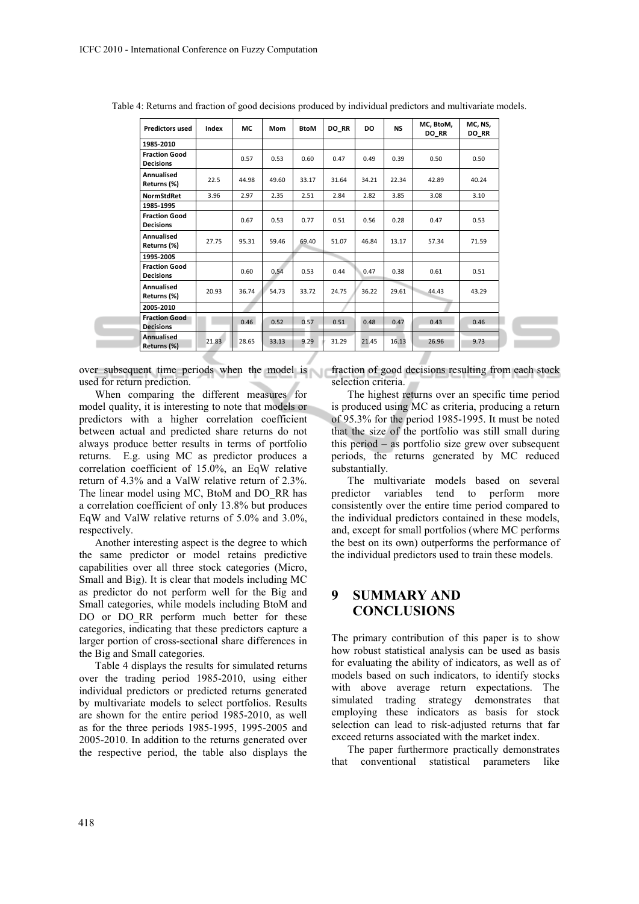Table 4: Returns and fraction of good decisions produced by individual predictors and multivariate models.

| Predictors used | Index | MC | Mom | BtoM | DO_RR | DO | NS | MC, BtoM, DO_RR | MC, NS, DO_RR |
|---|---|---|---|---|---|---|---|---|---|
| **1985-2010** | | | | | | | | | |
| **Fraction Good Decisions** | | 0.57 | 0.53 | 0.60 | 0.47 | 0.49 | 0.39 | 0.50 | 0.50 |
| **Annualised Returns (%)** | 22.5 | 44.98 | 49.60 | 33.17 | 31.64 | 34.21 | 22.34 | 42.89 | 40.24 |
| **NormStdRet** | 3.96 | 2.97 | 2.35 | 2.51 | 2.84 | 2.82 | 3.85 | 3.08 | 3.10 |
| **1985-1995** | | | | | | | | | |
| **Fraction Good Decisions** | | 0.67 | 0.53 | 0.77 | 0.51 | 0.56 | 0.28 | 0.47 | 0.53 |
| **Annualised Returns (%)** | 27.75 | 95.31 | 59.46 | 69.40 | 51.07 | 46.84 | 13.17 | 57.34 | 71.59 |
| **1995-2005** | | | | | | | | | |
| **Fraction Good Decisions** | | 0.60 | 0.54 | 0.53 | 0.44 | 0.47 | 0.38 | 0.61 | 0.51 |
| **Annualised Returns (%)** | 20.93 | 36.74 | 54.73 | 33.72 | 24.75 | 36.22 | 29.61 | 44.43 | 43.29 |
| **2005-2010** | | | | | | | | | |
| **Fraction Good Decisions** | | 0.46 | 0.52 | 0.57 | 0.51 | 0.48 | 0.47 | 0.43 | 0.46 |
| **Annualised Returns (%)** | 21.83 | 28.65 | 33.13 | 9.29 | 31.29 | 21.45 | 16.13 | 26.96 | 9.73 |

over subsequent time periods when the model is used for return prediction.

When comparing the different measures for model quality, it is interesting to note that models or predictors with a higher correlation coefficient between actual and predicted share returns do not always produce better results in terms of portfolio returns. E.g. using MC as predictor produces a correlation coefficient of 15.0%, an EqW relative return of 4.3% and a ValW relative return of 2.3%. The linear model using MC, BtoM and DO_RR has a correlation coefficient of only 13.8% but produces EqW and ValW relative returns of 5.0% and 3.0%, respectively.

Another interesting aspect is the degree to which the same predictor or model retains predictive capabilities over all three stock categories (Micro, Small and Big). It is clear that models including MC as predictor do not perform well for the Big and Small categories, while models including BtoM and DO or DO_RR perform much better for these categories, indicating that these predictors capture a larger portion of cross-sectional share differences in the Big and Small categories.

Table 4 displays the results for simulated returns over the trading period 1985-2010, using either individual predictors or predicted returns generated by multivariate models to select portfolios. Results are shown for the entire period 1985-2010, as well as for the three periods 1985-1995, 1995-2005 and 2005-2010. In addition to the returns generated over the respective period, the table also displays the fraction of good decisions resulting from each stock selection criteria.

The highest returns over an specific time period is produced using MC as criteria, producing a return of 95.3% for the period 1985-1995. It must be noted that the size of the portfolio was still small during this period – as portfolio size grew over subsequent periods, the returns generated by MC reduced substantially.

The multivariate models based on several predictor variables tend to perform more consistently over the entire time period compared to the individual predictors contained in these models, and, except for small portfolios (where MC performs the best on its own) outperforms the performance of the individual predictors used to train these models.

## 9 SUMMARY AND CONCLUSIONS

The primary contribution of this paper is to show how robust statistical analysis can be used as basis for evaluating the ability of indicators, as well as of models based on such indicators, to identify stocks with above average return expectations. The simulated trading strategy demonstrates that employing these indicators as basis for stock selection can lead to risk-adjusted returns that far exceed returns associated with the market index.

The paper furthermore practically demonstrates that conventional statistical parameters like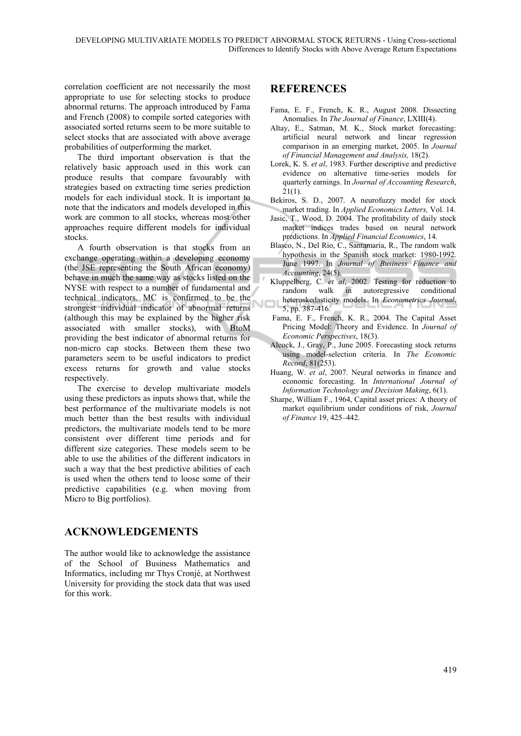correlation coefficient are not necessarily the most appropriate to use for selecting stocks to produce abnormal returns. The approach introduced by Fama and French (2008) to compile sorted categories with associated sorted returns seem to be more suitable to select stocks that are associated with above average probabilities of outperforming the market.

The third important observation is that the relatively basic approach used in this work can produce results that compare favourably with strategies based on extracting time series prediction models for each individual stock. It is important to note that the indicators and models developed in this work are common to all stocks, whereas most other approaches require different models for individual stocks.

A fourth observation is that stocks from an exchange operating within a developing economy (the JSE representing the South African economy) behave in much the same way as stocks listed on the NYSE with respect to a number of fundamental and technical indicators. MC is confirmed to be the strongest individual indicator of abnormal returns (although this may be explained by the higher risk associated with smaller stocks), with BtoM providing the best indicator of abnormal returns for non-micro cap stocks. Between them these two parameters seem to be useful indicators to predict excess returns for growth and value stocks respectively.

The exercise to develop multivariate models using these predictors as inputs shows that, while the best performance of the multivariate models is not much better than the best results with individual predictors, the multivariate models tend to be more consistent over different time periods and for different size categories. These models seem to be able to use the abilities of the different indicators in such a way that the best predictive abilities of each is used when the others tend to loose some of their predictive capabilities (e.g. when moving from Micro to Big portfolios).

## ACKNOWLEDGEMENTS

The author would like to acknowledge the assistance of the School of Business Mathematics and Informatics, including mr Thys Cronjé, at Northwest University for providing the stock data that was used for this work.

## REFERENCES

Fama, E. F., French, K. R., August 2008. Dissecting Anomalies. In *The Journal of Finance*, LXIII(4).

Altay, E., Satman, M. K., Stock market forecasting: artificial neural network and linear regression comparison in an emerging market, 2005. In *Journal of Financial Management and Analysis,* 18(2).

Lorek, K. S. *et al*, 1983. Further descriptive and predictive evidence on alternative time-series models for quarterly earnings. In *Journal of Accounting Research*, 21(1).

Bekiros, S. D., 2007. A neurofuzzy model for stock market trading. In *Applied Economics Letters,* Vol. 14.

Jasic, T., Wood, D. 2004. The profitability of daily stock market indices trades based on neural network predictions. In *Applied Financial Economics*, 14.

Blasco, N., Del Rio, C., Santamaria, R., The random walk hypothesis in the Spanish stock market: 1980-1992. June 1997. In *Journal of Business Finance and Accounting*, 24(5).

Kluppelberg, C. *et al*, 2002. Testing for reduction to random walk in autoregressive conditional heteroskedasticity models. In *Econometrics Journal*, 5, pp. 387-416.

Fama, E. F., French, K. R., 2004. The Capital Asset Pricing Model: Theory and Evidence. In *Journal of Economic Perspectives*, 18(3).

Alcock, J., Gray, P., June 2005. Forecasting stock returns using model-selection criteria. In *The Economic Record*, 81(253).

Huang, W. *et al*, 2007. Neural networks in finance and economic forecasting. In *International Journal of Information Technology and Decision Making*, 6(1).

Sharpe, William F., 1964, Capital asset prices: A theory of market equilibrium under conditions of risk, *Journal of Finance* 19, 425–442.